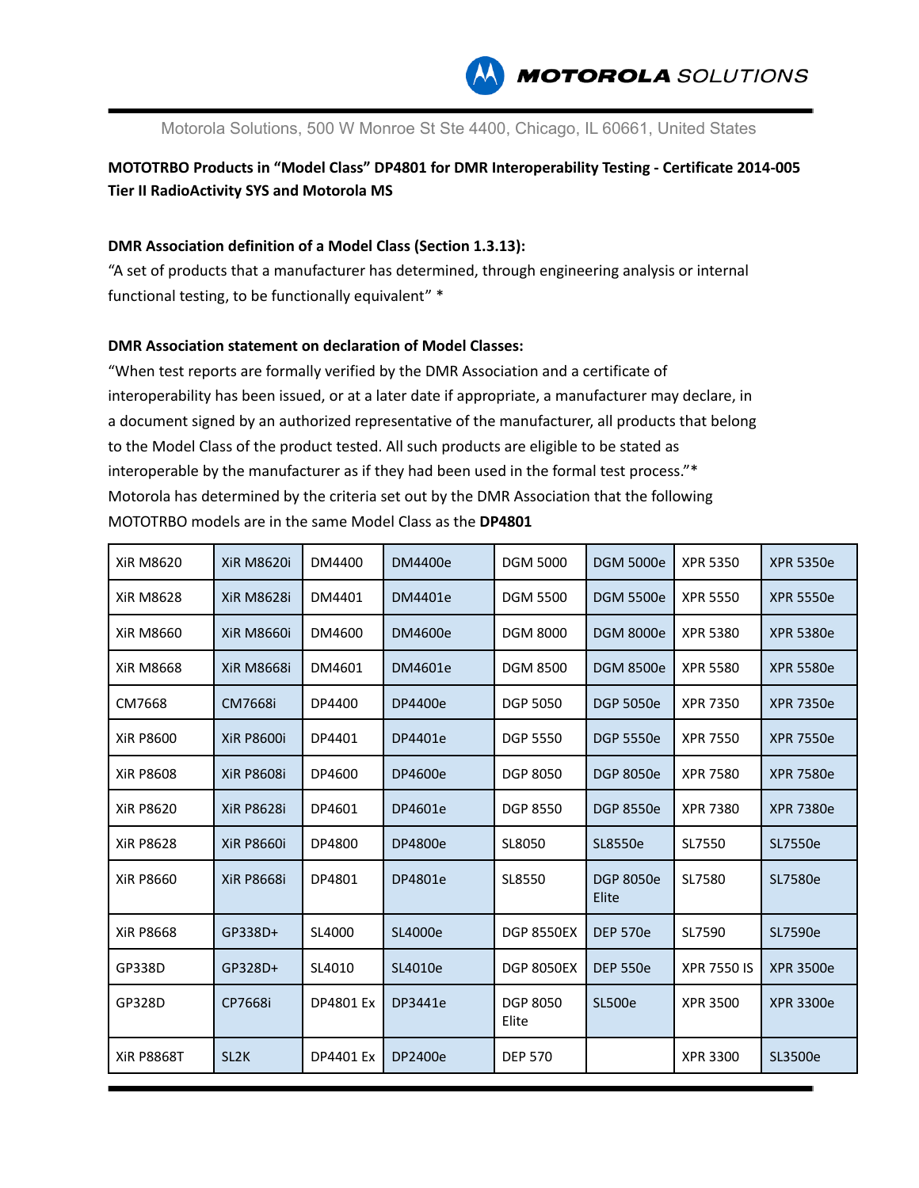Motorola Solutions, 500 W Monroe St Ste 4400, Chicago, IL 60661, United States

**MOTOTRBO Products in "Model Class" DP4801 for DMR Interoperability Testing - Certificate 2014-005 Tier II RadioActivity SYS and Motorola MS**

**DMR Association definition of a Model Class (Section 1.3.13):**

"A set of products that a manufacturer has determined, through engineering analysis or internal functional testing, to be functionally equivalent" *

**DMR Association statement on declaration of Model Classes:**

"When test reports are formally verified by the DMR Association and a certificate of interoperability has been issued, or at a later date if appropriate, a manufacturer may declare, in a document signed by an authorized representative of the manufacturer, all products that belong to the Model Class of the product tested. All such products are eligible to be stated as interoperable by the manufacturer as if they had been used in the formal test process."*

Motorola has determined by the criteria set out by the DMR Association that the following MOTOTRBO models are in the same Model Class as the **DP4801**

| | | | | | | | |
|---|---|---|---|---|---|---|---|
| XiR M8620 | XiR M8620i | DM4400 | DM4400e | DGM 5000 | DGM 5000e | XPR 5350 | XPR 5350e |
| XiR M8628 | XiR M8628i | DM4401 | DM4401e | DGM 5500 | DGM 5500e | XPR 5550 | XPR 5550e |
| XiR M8660 | XiR M8660i | DM4600 | DM4600e | DGM 8000 | DGM 8000e | XPR 5380 | XPR 5380e |
| XiR M8668 | XiR M8668i | DM4601 | DM4601e | DGM 8500 | DGM 8500e | XPR 5580 | XPR 5580e |
| CM7668 | CM7668i | DP4400 | DP4400e | DGP 5050 | DGP 5050e | XPR 7350 | XPR 7350e |
| XiR P8600 | XiR P8600i | DP4401 | DP4401e | DGP 5550 | DGP 5550e | XPR 7550 | XPR 7550e |
| XiR P8608 | XiR P8608i | DP4600 | DP4600e | DGP 8050 | DGP 8050e | XPR 7580 | XPR 7580e |
| XiR P8620 | XiR P8628i | DP4601 | DP4601e | DGP 8550 | DGP 8550e | XPR 7380 | XPR 7380e |
| XiR P8628 | XiR P8660i | DP4800 | DP4800e | SL8050 | SL8550e | SL7550 | SL7550e |
| XiR P8660 | XiR P8668i | DP4801 | DP4801e | SL8550 | DGP 8050e Elite | SL7580 | SL7580e |
| XiR P8668 | GP338D+ | SL4000 | SL4000e | DGP 8550EX | DEP 570e | SL7590 | SL7590e |
| GP338D | GP328D+ | SL4010 | SL4010e | DGP 8050EX | DEP 550e | XPR 7550 IS | XPR 3500e |
| GP328D | CP7668i | DP4801 Ex | DP3441e | DGP 8050 Elite | SL500e | XPR 3500 | XPR 3300e |
| XiR P8868T | SL2K | DP4401 Ex | DP2400e | DEP 570 | | XPR 3300 | SL3500e |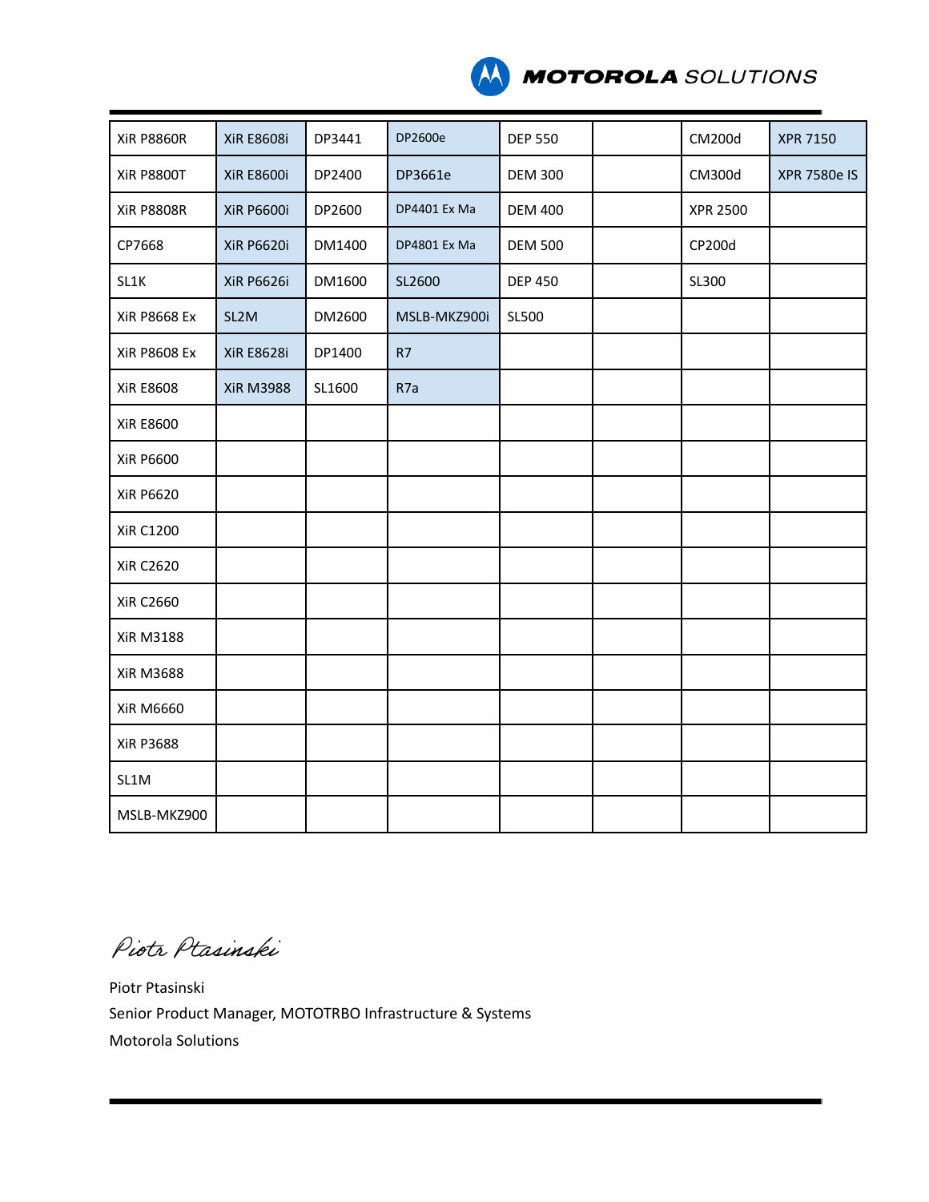| | | | | | | | |
|---|---|---|---|---|---|---|---|
| XiR P8860R | XiR E8608i | DP3441 | DP2600e | DEP 550 | | CM200d | XPR 7150 |
| XiR P8800T | XiR E8600i | DP2400 | DP3661e | DEM 300 | | CM300d | XPR 7580e IS |
| XiR P8808R | XiR P6600i | DP2600 | DP4401 Ex Ma | DEM 400 | | XPR 2500 | |
| CP7668 | XiR P6620i | DM1400 | DP4801 Ex Ma | DEM 500 | | CP200d | |
| SL1K | XiR P6626i | DM1600 | SL2600 | DEP 450 | | SL300 | |
| XiR P8668 Ex | SL2M | DM2600 | MSLB-MKZ900i | SL500 | | | |
| XiR P8608 Ex | XiR E8628i | DP1400 | R7 | | | | |
| XiR E8608 | XiR M3988 | SL1600 | R7a | | | | |
| XiR E8600 | | | | | | | |
| XiR P6600 | | | | | | | |
| XiR P6620 | | | | | | | |
| XiR C1200 | | | | | | | |
| XiR C2620 | | | | | | | |
| XiR C2660 | | | | | | | |
| XiR M3188 | | | | | | | |
| XiR M3688 | | | | | | | |
| XiR M6660 | | | | | | | |
| XiR P3688 | | | | | | | |
| SL1M | | | | | | | |
| MSLB-MKZ900 | | | | | | | |

*Piotr Ptasinski*

Piotr Ptasinski
Senior Product Manager, MOTOTRBO Infrastructure & Systems
Motorola Solutions